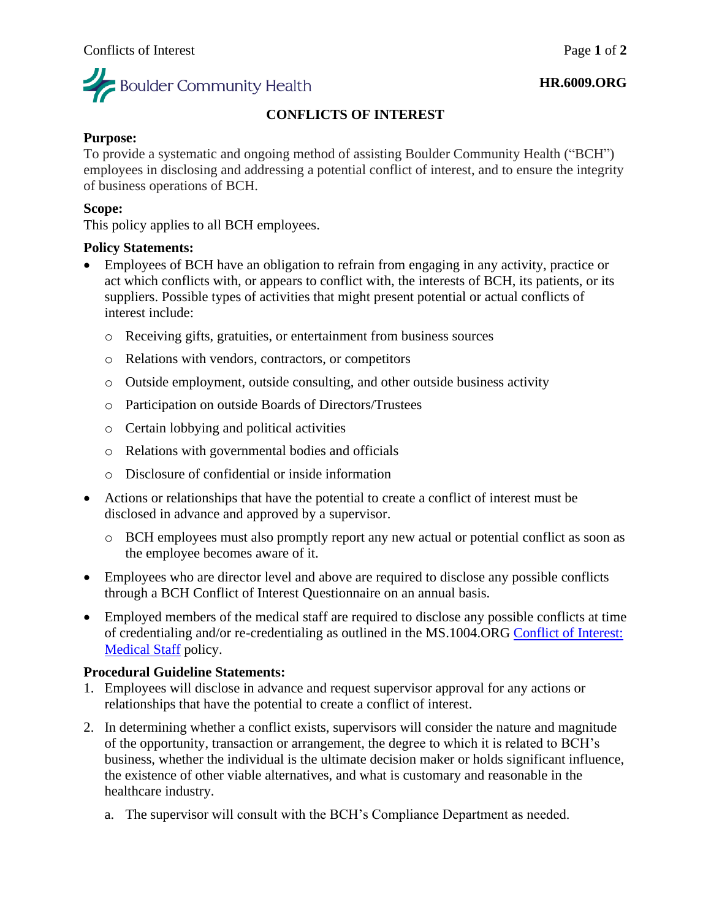**HR.6009.ORG**

# CONFLICTS OF INTEREST

**Purpose:**
To provide a systematic and ongoing method of assisting Boulder Community Health ("BCH") employees in disclosing and addressing a potential conflict of interest, and to ensure the integrity of business operations of BCH.

**Scope:**
This policy applies to all BCH employees.

**Policy Statements:**

- Employees of BCH have an obligation to refrain from engaging in any activity, practice or act which conflicts with, or appears to conflict with, the interests of BCH, its patients, or its suppliers. Possible types of activities that might present potential or actual conflicts of interest include:
  - Receiving gifts, gratuities, or entertainment from business sources
  - Relations with vendors, contractors, or competitors
  - Outside employment, outside consulting, and other outside business activity
  - Participation on outside Boards of Directors/Trustees
  - Certain lobbying and political activities
  - Relations with governmental bodies and officials
  - Disclosure of confidential or inside information
- Actions or relationships that have the potential to create a conflict of interest must be disclosed in advance and approved by a supervisor.
  - BCH employees must also promptly report any new actual or potential conflict as soon as the employee becomes aware of it.
- Employees who are director level and above are required to disclose any possible conflicts through a BCH Conflict of Interest Questionnaire on an annual basis.
- Employed members of the medical staff are required to disclose any possible conflicts at time of credentialing and/or re-credentialing as outlined in the MS.1004.ORG Conflict of Interest: Medical Staff policy.

**Procedural Guideline Statements:**

1. Employees will disclose in advance and request supervisor approval for any actions or relationships that have the potential to create a conflict of interest.
2. In determining whether a conflict exists, supervisors will consider the nature and magnitude of the opportunity, transaction or arrangement, the degree to which it is related to BCH's business, whether the individual is the ultimate decision maker or holds significant influence, the existence of other viable alternatives, and what is customary and reasonable in the healthcare industry.
   a. The supervisor will consult with the BCH's Compliance Department as needed.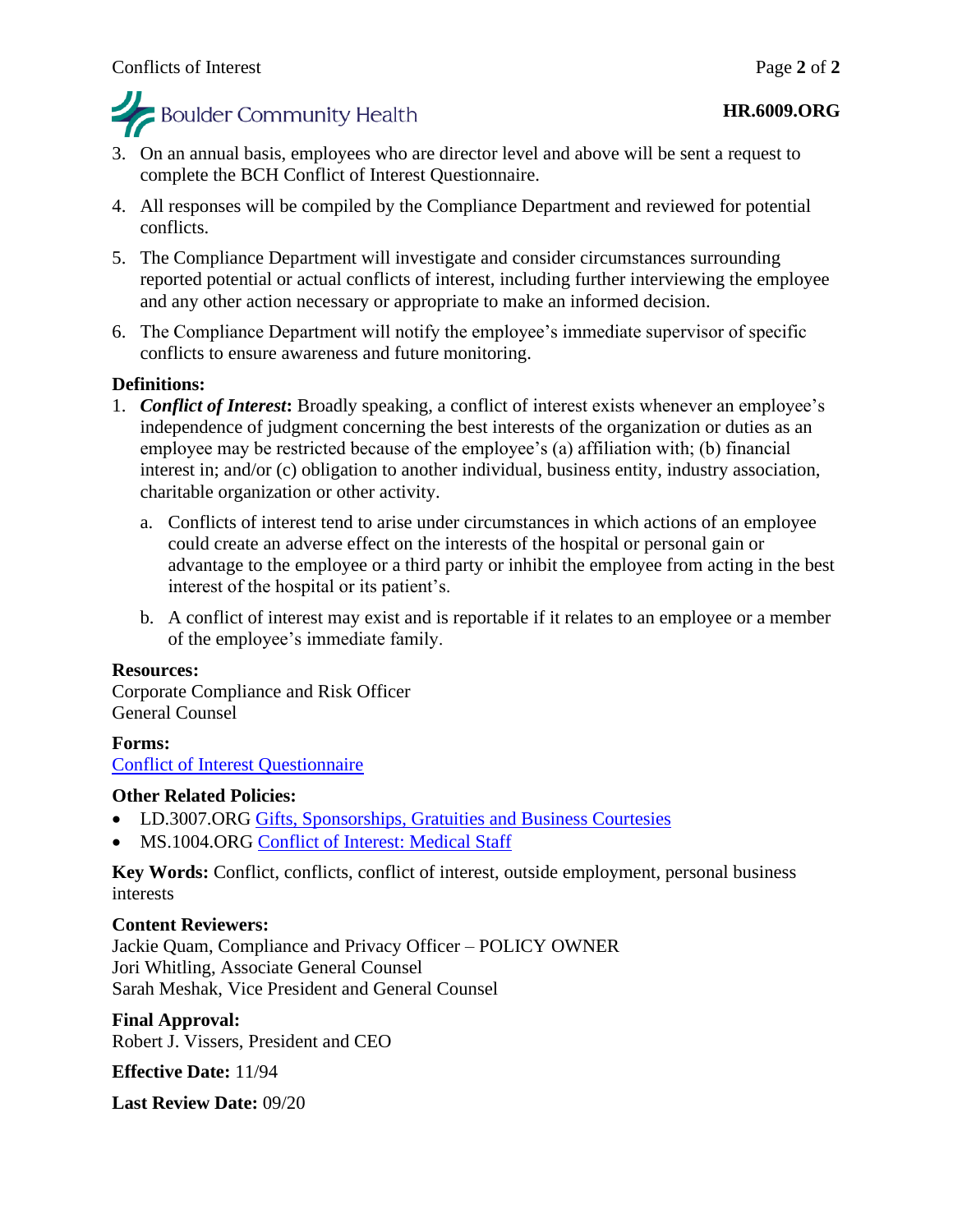3. On an annual basis, employees who are director level and above will be sent a request to complete the BCH Conflict of Interest Questionnaire.
4. All responses will be compiled by the Compliance Department and reviewed for potential conflicts.
5. The Compliance Department will investigate and consider circumstances surrounding reported potential or actual conflicts of interest, including further interviewing the employee and any other action necessary or appropriate to make an informed decision.
6. The Compliance Department will notify the employee's immediate supervisor of specific conflicts to ensure awareness and future monitoring.

**Definitions:**

1. ***Conflict of Interest*:** Broadly speaking, a conflict of interest exists whenever an employee's independence of judgment concerning the best interests of the organization or duties as an employee may be restricted because of the employee's (a) affiliation with; (b) financial interest in; and/or (c) obligation to another individual, business entity, industry association, charitable organization or other activity.
   a. Conflicts of interest tend to arise under circumstances in which actions of an employee could create an adverse effect on the interests of the hospital or personal gain or advantage to the employee or a third party or inhibit the employee from acting in the best interest of the hospital or its patient's.
   b. A conflict of interest may exist and is reportable if it relates to an employee or a member of the employee's immediate family.

**Resources:**
Corporate Compliance and Risk Officer
General Counsel

**Forms:**
Conflict of Interest Questionnaire

**Other Related Policies:**

- LD.3007.ORG Gifts, Sponsorships, Gratuities and Business Courtesies
- MS.1004.ORG Conflict of Interest: Medical Staff

**Key Words:** Conflict, conflicts, conflict of interest, outside employment, personal business interests

**Content Reviewers:**
Jackie Quam, Compliance and Privacy Officer – POLICY OWNER
Jori Whitling, Associate General Counsel
Sarah Meshak, Vice President and General Counsel

**Final Approval:**
Robert J. Vissers, President and CEO

**Effective Date:** 11/94

**Last Review Date:** 09/20